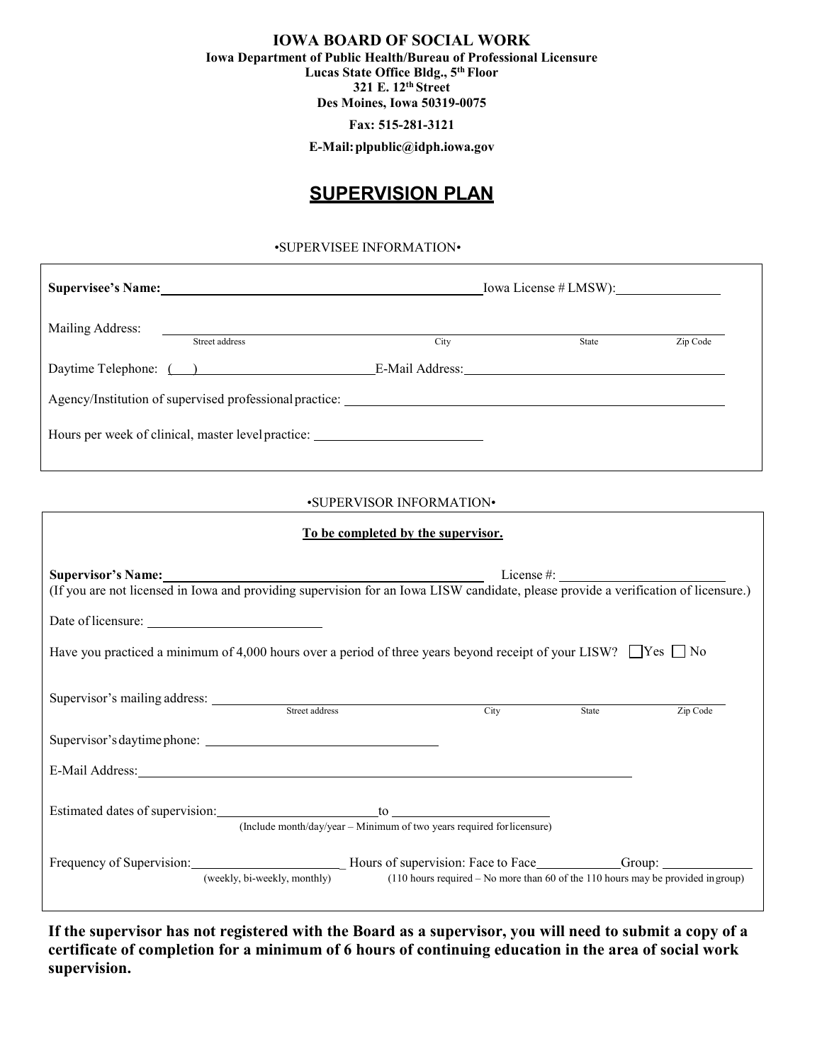**IOWA BOARD OF SOCIAL WORK**

**Iowa Department of Public Health/Bureau of Professional Licensure**
**Lucas State Office Bldg., 5th Floor**
**321 E. 12th Street**
**Des Moines, Iowa 50319-0075**

**Fax: 515-281-3121**

**E-Mail: plpublic@idph.iowa.gov**

# SUPERVISION PLAN

•SUPERVISEE INFORMATION•

**Supervisee's Name:** ______________________________ Iowa License # LMSW): ______________

Mailing Address: ______________________________________________________________
Street address City State Zip Code

Daytime Telephone: ( ) ______________________ E-Mail Address: ______________________________

Agency/Institution of supervised professional practice: ______________________________________

Hours per week of clinical, master level practice: ______________________

•SUPERVISOR INFORMATION•

**To be completed by the supervisor.**

**Supervisor's Name:** ______________________________ License #: ______________________

(If you are not licensed in Iowa and providing supervision for an Iowa LISW candidate, please provide a verification of licensure.)

Date of licensure: ______________________

Have you practiced a minimum of 4,000 hours over a period of three years beyond receipt of your LISW? ☐ Yes ☐ No

Supervisor's mailing address: ______________________________________________________
Street address City State Zip Code

Supervisor's daytime phone: ______________________________

E-Mail Address: ______________________________________________________________

Estimated dates of supervision: ______________________ to ______________________
(Include month/day/year – Minimum of two years required for licensure)

Frequency of Supervision: ______________________ Hours of supervision: Face to Face ____________ Group: ____________
(weekly, bi-weekly, monthly) (110 hours required – No more than 60 of the 110 hours may be provided in group)

**If the supervisor has not registered with the Board as a supervisor, you will need to submit a copy of a certificate of completion for a minimum of 6 hours of continuing education in the area of social work supervision.**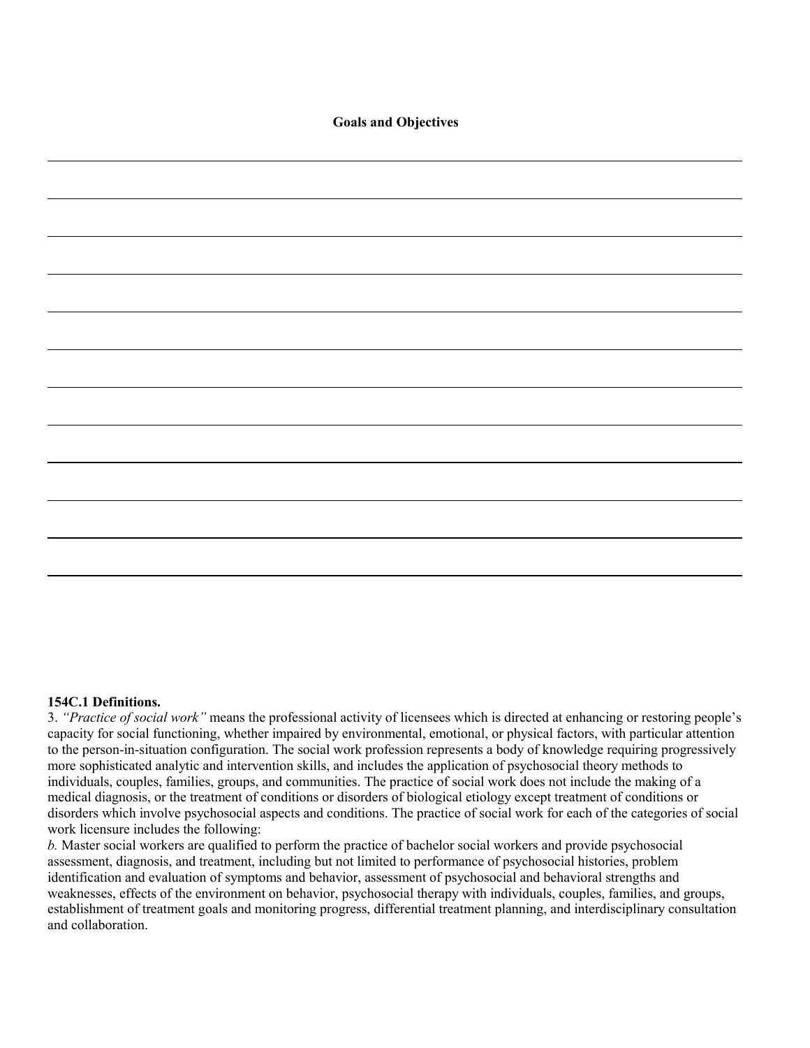**Goals and Objectives**

**154C.1 Definitions.**

3. *"Practice of social work"* means the professional activity of licensees which is directed at enhancing or restoring people's capacity for social functioning, whether impaired by environmental, emotional, or physical factors, with particular attention to the person-in-situation configuration. The social work profession represents a body of knowledge requiring progressively more sophisticated analytic and intervention skills, and includes the application of psychosocial theory methods to individuals, couples, families, groups, and communities. The practice of social work does not include the making of a medical diagnosis, or the treatment of conditions or disorders of biological etiology except treatment of conditions or disorders which involve psychosocial aspects and conditions. The practice of social work for each of the categories of social work licensure includes the following:

*b.* Master social workers are qualified to perform the practice of bachelor social workers and provide psychosocial assessment, diagnosis, and treatment, including but not limited to performance of psychosocial histories, problem identification and evaluation of symptoms and behavior, assessment of psychosocial and behavioral strengths and weaknesses, effects of the environment on behavior, psychosocial therapy with individuals, couples, families, and groups, establishment of treatment goals and monitoring progress, differential treatment planning, and interdisciplinary consultation and collaboration.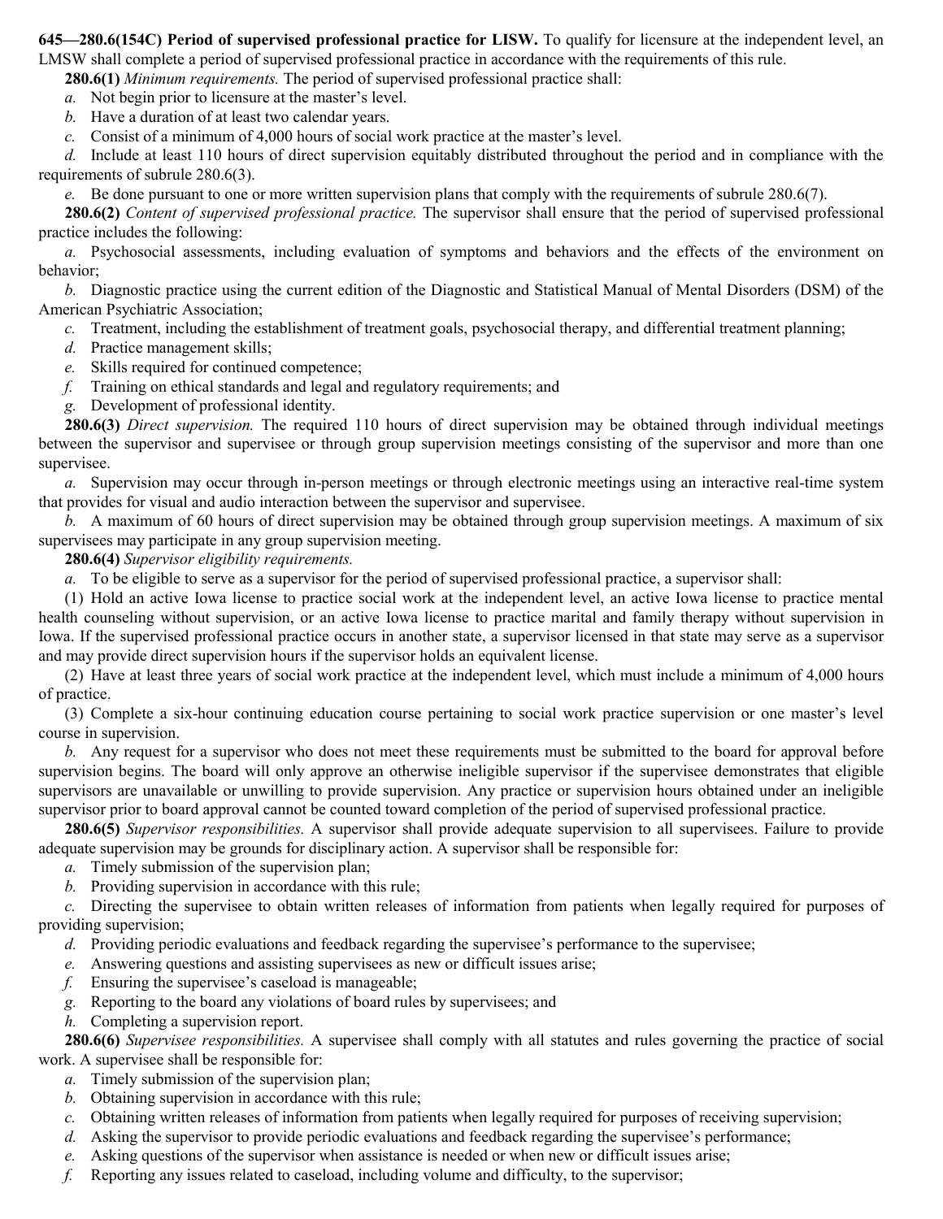**645—280.6(154C) Period of supervised professional practice for LISW.** To qualify for licensure at the independent level, an LMSW shall complete a period of supervised professional practice in accordance with the requirements of this rule.

**280.6(1)** *Minimum requirements.* The period of supervised professional practice shall:

*a.* Not begin prior to licensure at the master's level.

*b.* Have a duration of at least two calendar years.

*c.* Consist of a minimum of 4,000 hours of social work practice at the master's level.

*d.* Include at least 110 hours of direct supervision equitably distributed throughout the period and in compliance with the requirements of subrule 280.6(3).

*e.* Be done pursuant to one or more written supervision plans that comply with the requirements of subrule 280.6(7).

**280.6(2)** *Content of supervised professional practice.* The supervisor shall ensure that the period of supervised professional practice includes the following:

*a.* Psychosocial assessments, including evaluation of symptoms and behaviors and the effects of the environment on behavior;

*b.* Diagnostic practice using the current edition of the Diagnostic and Statistical Manual of Mental Disorders (DSM) of the American Psychiatric Association;

*c.* Treatment, including the establishment of treatment goals, psychosocial therapy, and differential treatment planning;

*d.* Practice management skills;

*e.* Skills required for continued competence;

*f.* Training on ethical standards and legal and regulatory requirements; and

*g.* Development of professional identity.

**280.6(3)** *Direct supervision.* The required 110 hours of direct supervision may be obtained through individual meetings between the supervisor and supervisee or through group supervision meetings consisting of the supervisor and more than one supervisee.

*a.* Supervision may occur through in-person meetings or through electronic meetings using an interactive real-time system that provides for visual and audio interaction between the supervisor and supervisee.

*b.* A maximum of 60 hours of direct supervision may be obtained through group supervision meetings. A maximum of six supervisees may participate in any group supervision meeting.

**280.6(4)** *Supervisor eligibility requirements.*

*a.* To be eligible to serve as a supervisor for the period of supervised professional practice, a supervisor shall:

(1) Hold an active Iowa license to practice social work at the independent level, an active Iowa license to practice mental health counseling without supervision, or an active Iowa license to practice marital and family therapy without supervision in Iowa. If the supervised professional practice occurs in another state, a supervisor licensed in that state may serve as a supervisor and may provide direct supervision hours if the supervisor holds an equivalent license.

(2) Have at least three years of social work practice at the independent level, which must include a minimum of 4,000 hours of practice.

(3) Complete a six-hour continuing education course pertaining to social work practice supervision or one master's level course in supervision.

*b.* Any request for a supervisor who does not meet these requirements must be submitted to the board for approval before supervision begins. The board will only approve an otherwise ineligible supervisor if the supervisee demonstrates that eligible supervisors are unavailable or unwilling to provide supervision. Any practice or supervision hours obtained under an ineligible supervisor prior to board approval cannot be counted toward completion of the period of supervised professional practice.

**280.6(5)** *Supervisor responsibilities.* A supervisor shall provide adequate supervision to all supervisees. Failure to provide adequate supervision may be grounds for disciplinary action. A supervisor shall be responsible for:

*a.* Timely submission of the supervision plan;

*b.* Providing supervision in accordance with this rule;

*c.* Directing the supervisee to obtain written releases of information from patients when legally required for purposes of providing supervision;

*d.* Providing periodic evaluations and feedback regarding the supervisee's performance to the supervisee;

*e.* Answering questions and assisting supervisees as new or difficult issues arise;

*f.* Ensuring the supervisee's caseload is manageable;

*g.* Reporting to the board any violations of board rules by supervisees; and

*h.* Completing a supervision report.

**280.6(6)** *Supervisee responsibilities.* A supervisee shall comply with all statutes and rules governing the practice of social work. A supervisee shall be responsible for:

*a.* Timely submission of the supervision plan;

*b.* Obtaining supervision in accordance with this rule;

*c.* Obtaining written releases of information from patients when legally required for purposes of receiving supervision;

*d.* Asking the supervisor to provide periodic evaluations and feedback regarding the supervisee's performance;

*e.* Asking questions of the supervisor when assistance is needed or when new or difficult issues arise;

*f.* Reporting any issues related to caseload, including volume and difficulty, to the supervisor;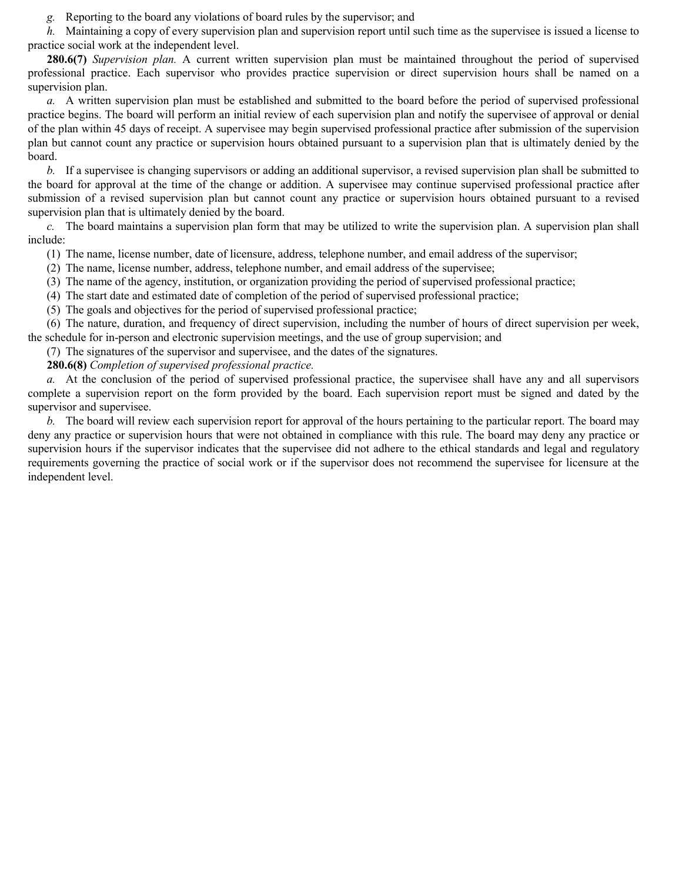*g.* Reporting to the board any violations of board rules by the supervisor; and

*h.* Maintaining a copy of every supervision plan and supervision report until such time as the supervisee is issued a license to practice social work at the independent level.

**280.6(7)** *Supervision plan.* A current written supervision plan must be maintained throughout the period of supervised professional practice. Each supervisor who provides practice supervision or direct supervision hours shall be named on a supervision plan.

*a.* A written supervision plan must be established and submitted to the board before the period of supervised professional practice begins. The board will perform an initial review of each supervision plan and notify the supervisee of approval or denial of the plan within 45 days of receipt. A supervisee may begin supervised professional practice after submission of the supervision plan but cannot count any practice or supervision hours obtained pursuant to a supervision plan that is ultimately denied by the board.

*b.* If a supervisee is changing supervisors or adding an additional supervisor, a revised supervision plan shall be submitted to the board for approval at the time of the change or addition. A supervisee may continue supervised professional practice after submission of a revised supervision plan but cannot count any practice or supervision hours obtained pursuant to a revised supervision plan that is ultimately denied by the board.

*c.* The board maintains a supervision plan form that may be utilized to write the supervision plan. A supervision plan shall include:

(1) The name, license number, date of licensure, address, telephone number, and email address of the supervisor;

(2) The name, license number, address, telephone number, and email address of the supervisee;

(3) The name of the agency, institution, or organization providing the period of supervised professional practice;

(4) The start date and estimated date of completion of the period of supervised professional practice;

(5) The goals and objectives for the period of supervised professional practice;

(6) The nature, duration, and frequency of direct supervision, including the number of hours of direct supervision per week, the schedule for in-person and electronic supervision meetings, and the use of group supervision; and

(7) The signatures of the supervisor and supervisee, and the dates of the signatures.

**280.6(8)** *Completion of supervised professional practice.*

*a.* At the conclusion of the period of supervised professional practice, the supervisee shall have any and all supervisors complete a supervision report on the form provided by the board. Each supervision report must be signed and dated by the supervisor and supervisee.

*b.* The board will review each supervision report for approval of the hours pertaining to the particular report. The board may deny any practice or supervision hours that were not obtained in compliance with this rule. The board may deny any practice or supervision hours if the supervisor indicates that the supervisee did not adhere to the ethical standards and legal and regulatory requirements governing the practice of social work or if the supervisor does not recommend the supervisee for licensure at the independent level.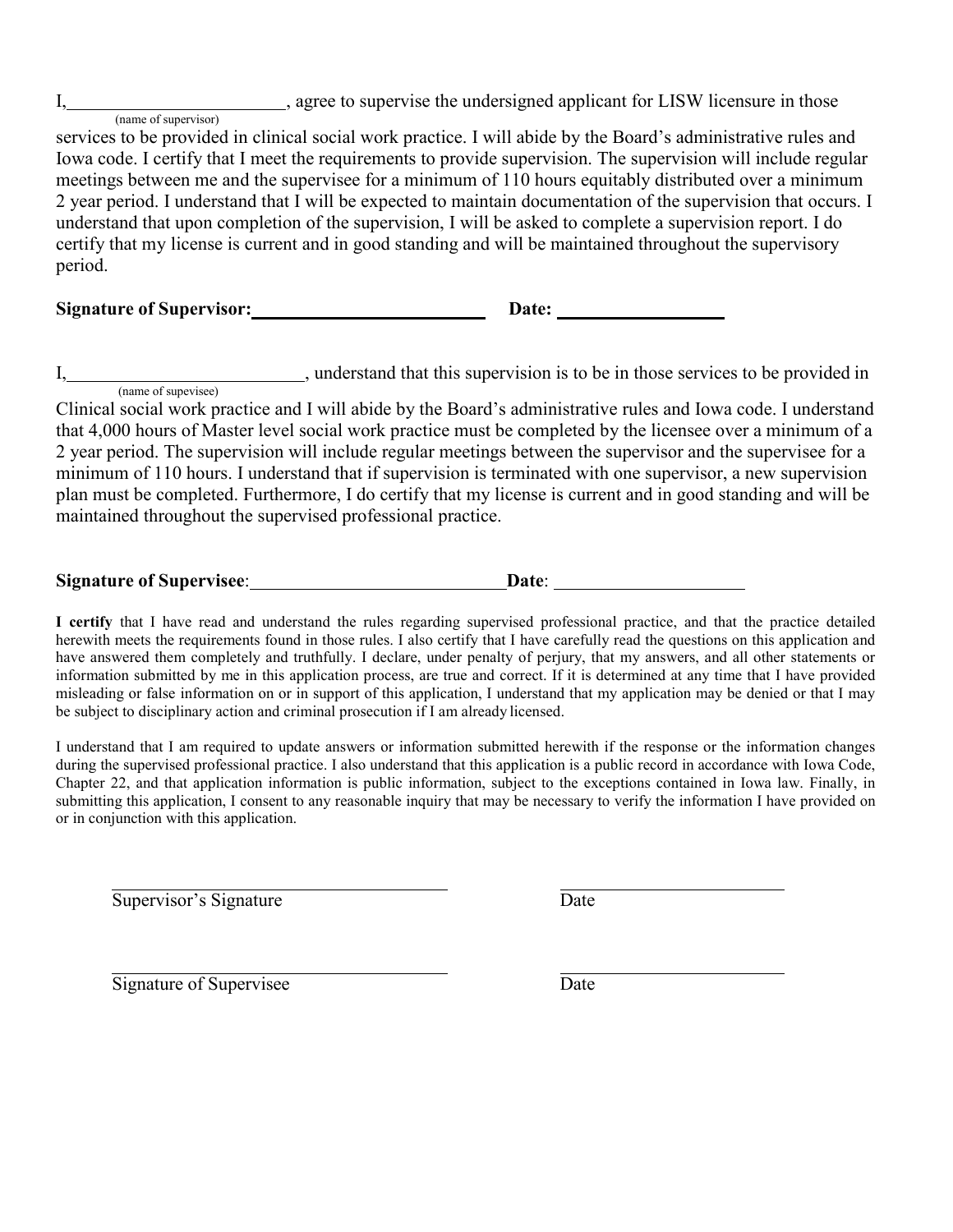I, \_\_\_\_\_\_\_\_\_\_\_\_\_\_\_\_\_\_\_\_\_\_\_\_, agree to supervise the undersigned applicant for LISW licensure in those
(name of supervisor)
services to be provided in clinical social work practice. I will abide by the Board's administrative rules and Iowa code. I certify that I meet the requirements to provide supervision. The supervision will include regular meetings between me and the supervisee for a minimum of 110 hours equitably distributed over a minimum 2 year period. I understand that I will be expected to maintain documentation of the supervision that occurs. I understand that upon completion of the supervision, I will be asked to complete a supervision report. I do certify that my license is current and in good standing and will be maintained throughout the supervisory period.

**Signature of Supervisor:** \_\_\_\_\_\_\_\_\_\_\_\_\_\_\_\_\_\_\_\_\_\_\_\_ **Date:** \_\_\_\_\_\_\_\_\_\_\_\_\_\_\_\_\_\_

I, \_\_\_\_\_\_\_\_\_\_\_\_\_\_\_\_\_\_\_\_\_\_\_\_, understand that this supervision is to be in those services to be provided in
(name of supevisee)
Clinical social work practice and I will abide by the Board's administrative rules and Iowa code. I understand that 4,000 hours of Master level social work practice must be completed by the licensee over a minimum of a 2 year period. The supervision will include regular meetings between the supervisor and the supervisee for a minimum of 110 hours. I understand that if supervision is terminated with one supervisor, a new supervision plan must be completed. Furthermore, I do certify that my license is current and in good standing and will be maintained throughout the supervised professional practice.

**Signature of Supervisee**: \_\_\_\_\_\_\_\_\_\_\_\_\_\_\_\_\_\_\_\_\_\_\_\_\_\_\_\_ **Date**: \_\_\_\_\_\_\_\_\_\_\_\_\_\_\_\_\_\_\_\_

**I certify** that I have read and understand the rules regarding supervised professional practice, and that the practice detailed herewith meets the requirements found in those rules. I also certify that I have carefully read the questions on this application and have answered them completely and truthfully. I declare, under penalty of perjury, that my answers, and all other statements or information submitted by me in this application process, are true and correct. If it is determined at any time that I have provided misleading or false information on or in support of this application, I understand that my application may be denied or that I may be subject to disciplinary action and criminal prosecution if I am already licensed.

I understand that I am required to update answers or information submitted herewith if the response or the information changes during the supervised professional practice. I also understand that this application is a public record in accordance with Iowa Code, Chapter 22, and that application information is public information, subject to the exceptions contained in Iowa law. Finally, in submitting this application, I consent to any reasonable inquiry that may be necessary to verify the information I have provided on or in conjunction with this application.

\_\_\_\_\_\_\_\_\_\_\_\_\_\_\_\_\_\_\_\_\_\_\_\_\_\_\_\_\_\_\_\_\_\_ \_\_\_\_\_\_\_\_\_\_\_\_\_\_\_\_\_\_\_\_\_\_\_\_
Supervisor's Signature Date

\_\_\_\_\_\_\_\_\_\_\_\_\_\_\_\_\_\_\_\_\_\_\_\_\_\_\_\_\_\_\_\_\_\_ \_\_\_\_\_\_\_\_\_\_\_\_\_\_\_\_\_\_\_\_\_\_\_\_
Signature of Supervisee Date